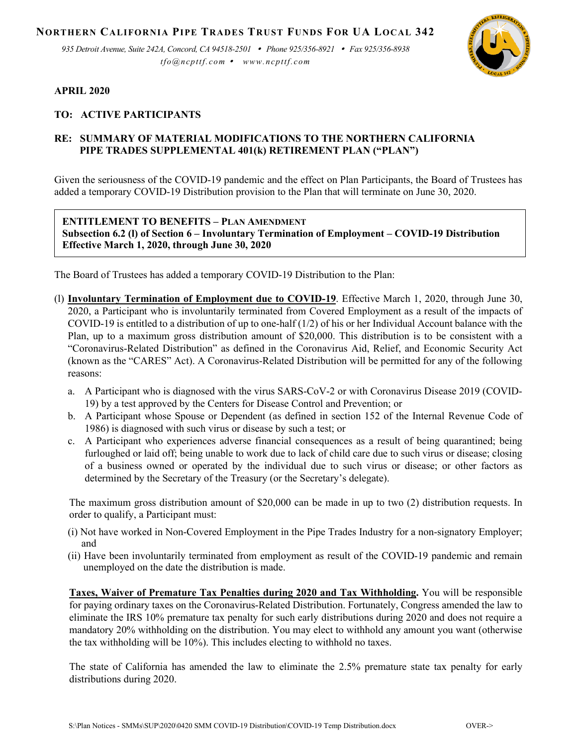# NORTHERN CALIFORNIA PIPE TRADES TRUST FUNDS FOR UA LOCAL 342

*935 Detroit Avenue, Suite 242A, Concord, CA 94518-2501 • Phone 925/356-8921 • Fax 925/356-8938*
*tfo@ncpttf.com • www.ncpttf.com*

**APRIL 2020**

**TO: ACTIVE PARTICIPANTS**

**RE: SUMMARY OF MATERIAL MODIFICATIONS TO THE NORTHERN CALIFORNIA PIPE TRADES SUPPLEMENTAL 401(k) RETIREMENT PLAN ("PLAN")**

Given the seriousness of the COVID-19 pandemic and the effect on Plan Participants, the Board of Trustees has added a temporary COVID-19 Distribution provision to the Plan that will terminate on June 30, 2020.

**ENTITLEMENT TO BENEFITS – PLAN AMENDMENT**
**Subsection 6.2 (l) of Section 6 – Involuntary Termination of Employment – COVID-19 Distribution**
**Effective March 1, 2020, through June 30, 2020**

The Board of Trustees has added a temporary COVID-19 Distribution to the Plan:

(l) **Involuntary Termination of Employment due to COVID-19**. Effective March 1, 2020, through June 30, 2020, a Participant who is involuntarily terminated from Covered Employment as a result of the impacts of COVID-19 is entitled to a distribution of up to one-half (1/2) of his or her Individual Account balance with the Plan, up to a maximum gross distribution amount of $20,000. This distribution is to be consistent with a "Coronavirus-Related Distribution" as defined in the Coronavirus Aid, Relief, and Economic Security Act (known as the "CARES" Act). A Coronavirus-Related Distribution will be permitted for any of the following reasons:

a. A Participant who is diagnosed with the virus SARS-CoV-2 or with Coronavirus Disease 2019 (COVID-19) by a test approved by the Centers for Disease Control and Prevention; or
b. A Participant whose Spouse or Dependent (as defined in section 152 of the Internal Revenue Code of 1986) is diagnosed with such virus or disease by such a test; or
c. A Participant who experiences adverse financial consequences as a result of being quarantined; being furloughed or laid off; being unable to work due to lack of child care due to such virus or disease; closing of a business owned or operated by the individual due to such virus or disease; or other factors as determined by the Secretary of the Treasury (or the Secretary's delegate).

The maximum gross distribution amount of $20,000 can be made in up to two (2) distribution requests. In order to qualify, a Participant must:

(i) Not have worked in Non-Covered Employment in the Pipe Trades Industry for a non-signatory Employer; and
(ii) Have been involuntarily terminated from employment as result of the COVID-19 pandemic and remain unemployed on the date the distribution is made.

**Taxes, Waiver of Premature Tax Penalties during 2020 and Tax Withholding.** You will be responsible for paying ordinary taxes on the Coronavirus-Related Distribution. Fortunately, Congress amended the law to eliminate the IRS 10% premature tax penalty for such early distributions during 2020 and does not require a mandatory 20% withholding on the distribution. You may elect to withhold any amount you want (otherwise the tax withholding will be 10%). This includes electing to withhold no taxes.

The state of California has amended the law to eliminate the 2.5% premature state tax penalty for early distributions during 2020.

OVER->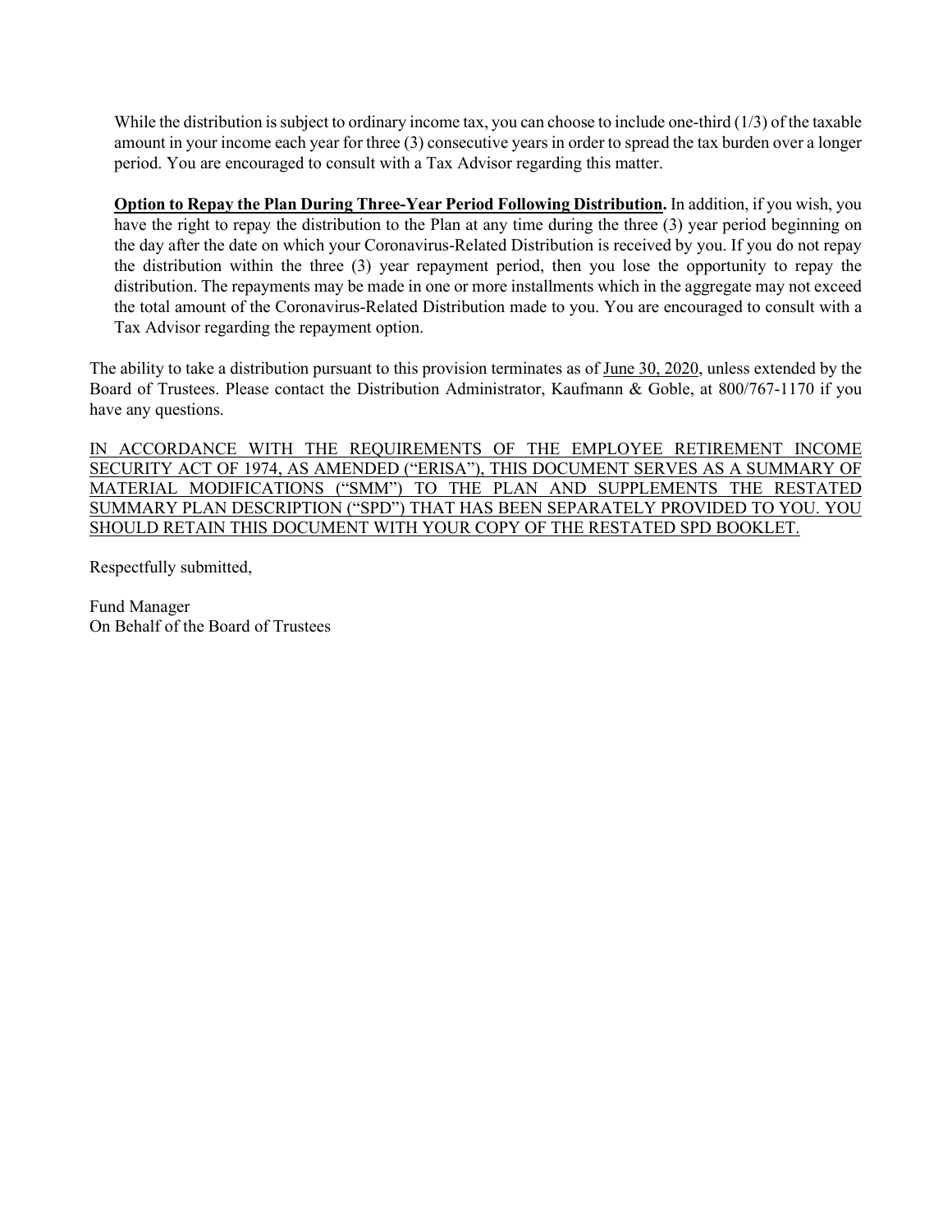While the distribution is subject to ordinary income tax, you can choose to include one-third (1/3) of the taxable amount in your income each year for three (3) consecutive years in order to spread the tax burden over a longer period. You are encouraged to consult with a Tax Advisor regarding this matter.

**Option to Repay the Plan During Three-Year Period Following Distribution.** In addition, if you wish, you have the right to repay the distribution to the Plan at any time during the three (3) year period beginning on the day after the date on which your Coronavirus-Related Distribution is received by you. If you do not repay the distribution within the three (3) year repayment period, then you lose the opportunity to repay the distribution. The repayments may be made in one or more installments which in the aggregate may not exceed the total amount of the Coronavirus-Related Distribution made to you. You are encouraged to consult with a Tax Advisor regarding the repayment option.

The ability to take a distribution pursuant to this provision terminates as of June 30, 2020, unless extended by the Board of Trustees. Please contact the Distribution Administrator, Kaufmann & Goble, at 800/767-1170 if you have any questions.

IN ACCORDANCE WITH THE REQUIREMENTS OF THE EMPLOYEE RETIREMENT INCOME SECURITY ACT OF 1974, AS AMENDED ("ERISA"), THIS DOCUMENT SERVES AS A SUMMARY OF MATERIAL MODIFICATIONS ("SMM") TO THE PLAN AND SUPPLEMENTS THE RESTATED SUMMARY PLAN DESCRIPTION ("SPD") THAT HAS BEEN SEPARATELY PROVIDED TO YOU. YOU SHOULD RETAIN THIS DOCUMENT WITH YOUR COPY OF THE RESTATED SPD BOOKLET.

Respectfully submitted,

Fund Manager
On Behalf of the Board of Trustees